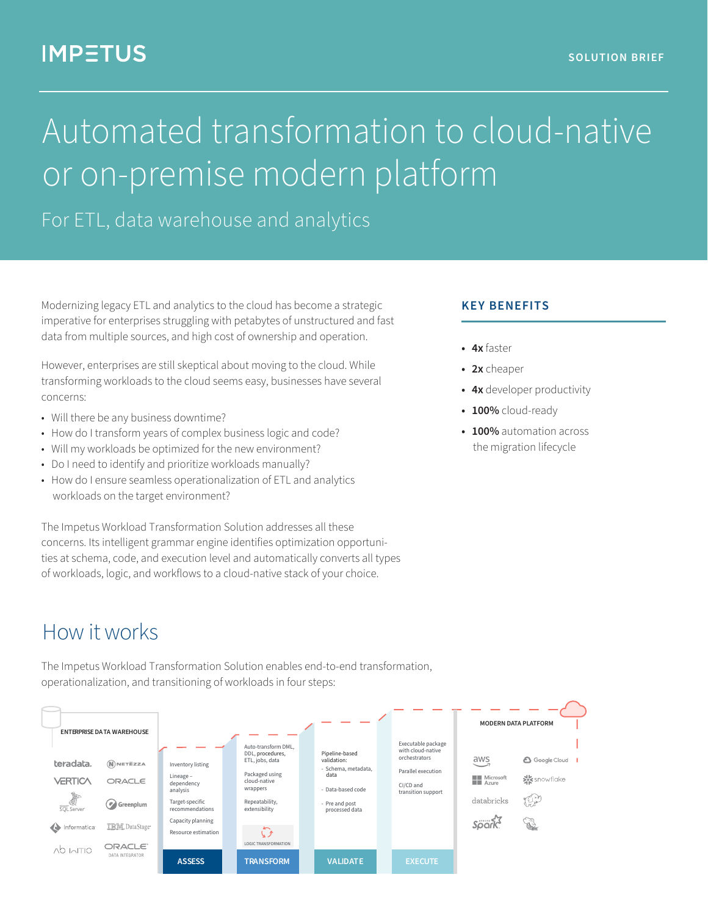IMPETUS

SOLUTION BRIEF

# Automated transformation to cloud-native or on-premise modern platform

## For ETL, data warehouse and analytics

Modernizing legacy ETL and analytics to the cloud has become a strategic imperative for enterprises struggling with petabytes of unstructured and fast data from multiple sources, and high cost of ownership and operation.

However, enterprises are still skeptical about moving to the cloud. While transforming workloads to the cloud seems easy, businesses have several concerns:

- Will there be any business downtime?
- How do I transform years of complex business logic and code?
- Will my workloads be optimized for the new environment?
- Do I need to identify and prioritize workloads manually?
- How do I ensure seamless operationalization of ETL and analytics workloads on the target environment?

The Impetus Workload Transformation Solution addresses all these concerns. Its intelligent grammar engine identifies optimization opportunities at schema, code, and execution level and automatically converts all types of workloads, logic, and workflows to a cloud-native stack of your choice.

### KEY BENEFITS

- **4x** faster
- **2x** cheaper
- **4x** developer productivity
- **100%** cloud-ready
- **100%** automation across the migration lifecycle

## How it works

The Impetus Workload Transformation Solution enables end-to-end transformation, operationalization, and transitioning of workloads in four steps:

ENTERPRISE DATA WAREHOUSE

teradata. NETEZZA VERTICA ORACLE SQL Server Greenplum Informatica IBM DataStage Ab Initio ORACLE DATA INTEGRATOR

**ASSESS**
- Inventory listing
- Lineage – dependency analysis
- Target-specific recommendations
- Capacity planning
- Resource estimation

**TRANSFORM**
- Auto-transform DML, DDL, procedures, ETL, jobs, data
- Packaged using cloud-native wrappers
- Repeatability, extensibility
- LOGIC TRANSFORMATION

**VALIDATE**
- Pipeline-based validation:
  - Schema, metadata, data
  - Data-based code
  - Pre and post processed data

**EXECUTE**
- Executable package with cloud-native orchestrators
- Parallel execution
- CI/CD and transition support

MODERN DATA PLATFORM

aws, Google Cloud, Microsoft Azure, snowflake, databricks, Spark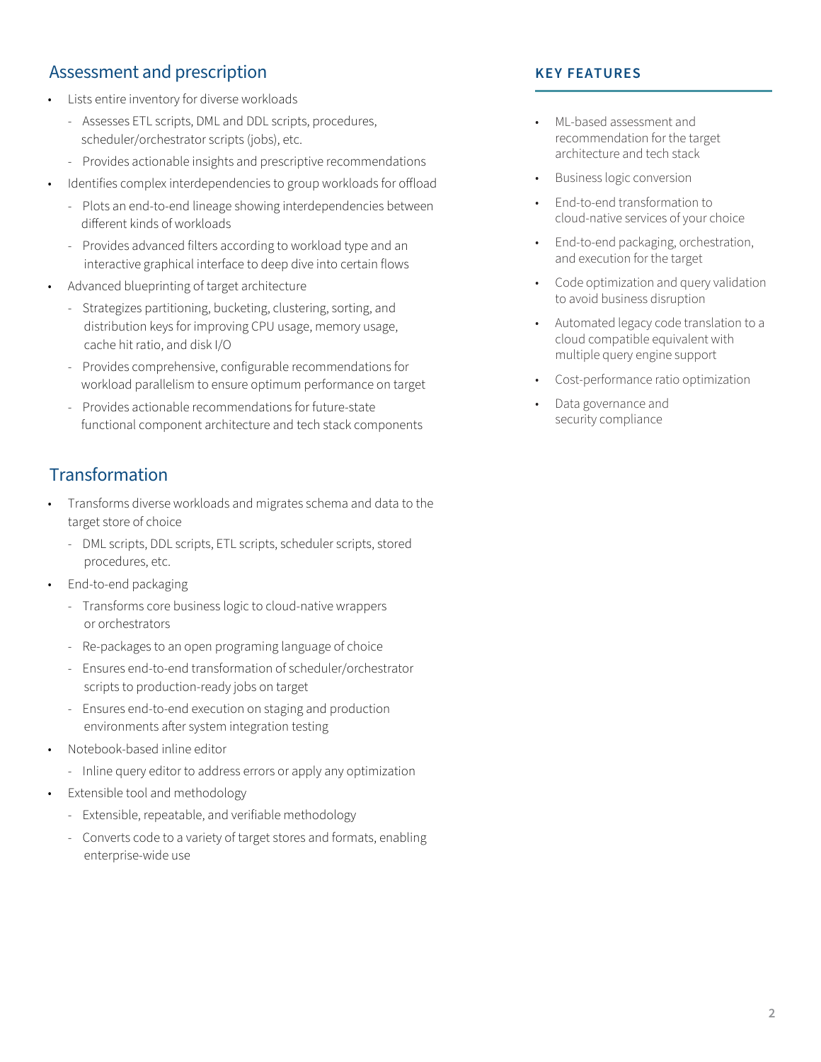## Assessment and prescription

- Lists entire inventory for diverse workloads
  - Assesses ETL scripts, DML and DDL scripts, procedures, scheduler/orchestrator scripts (jobs), etc.
  - Provides actionable insights and prescriptive recommendations
- Identifies complex interdependencies to group workloads for offload
  - Plots an end-to-end lineage showing interdependencies between different kinds of workloads
  - Provides advanced filters according to workload type and an interactive graphical interface to deep dive into certain flows
- Advanced blueprinting of target architecture
  - Strategizes partitioning, bucketing, clustering, sorting, and distribution keys for improving CPU usage, memory usage, cache hit ratio, and disk I/O
  - Provides comprehensive, configurable recommendations for workload parallelism to ensure optimum performance on target
  - Provides actionable recommendations for future-state functional component architecture and tech stack components

## Transformation

- Transforms diverse workloads and migrates schema and data to the target store of choice
  - DML scripts, DDL scripts, ETL scripts, scheduler scripts, stored procedures, etc.
- End-to-end packaging
  - Transforms core business logic to cloud-native wrappers or orchestrators
  - Re-packages to an open programing language of choice
  - Ensures end-to-end transformation of scheduler/orchestrator scripts to production-ready jobs on target
  - Ensures end-to-end execution on staging and production environments after system integration testing
- Notebook-based inline editor
  - Inline query editor to address errors or apply any optimization
- Extensible tool and methodology
  - Extensible, repeatable, and verifiable methodology
  - Converts code to a variety of target stores and formats, enabling enterprise-wide use

### KEY FEATURES

- ML-based assessment and recommendation for the target architecture and tech stack
- Business logic conversion
- End-to-end transformation to cloud-native services of your choice
- End-to-end packaging, orchestration, and execution for the target
- Code optimization and query validation to avoid business disruption
- Automated legacy code translation to a cloud compatible equivalent with multiple query engine support
- Cost-performance ratio optimization
- Data governance and security compliance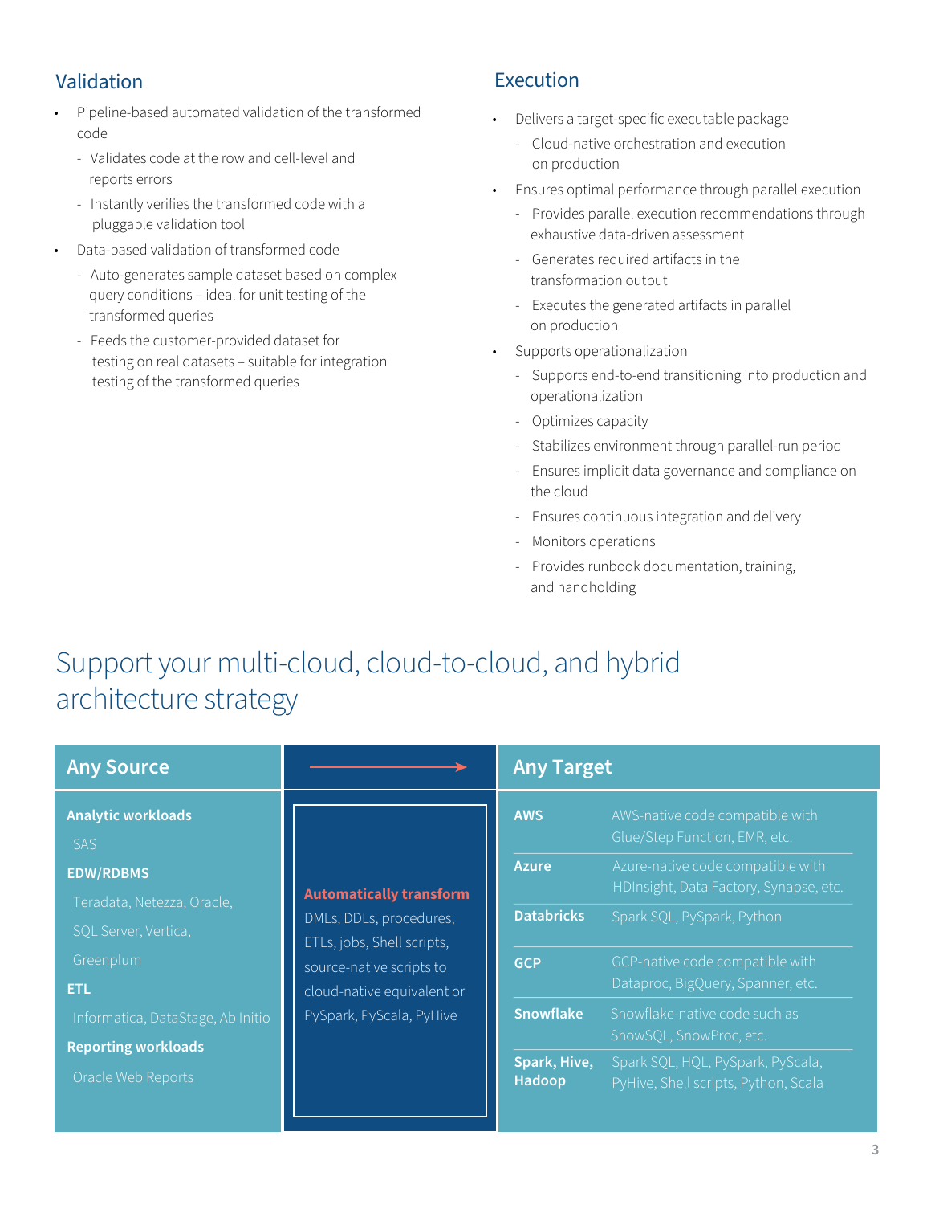## Validation

- Pipeline-based automated validation of the transformed code
  - Validates code at the row and cell-level and reports errors
  - Instantly verifies the transformed code with a pluggable validation tool
- Data-based validation of transformed code
  - Auto-generates sample dataset based on complex query conditions – ideal for unit testing of the transformed queries
  - Feeds the customer-provided dataset for testing on real datasets – suitable for integration testing of the transformed queries

## Execution

- Delivers a target-specific executable package
  - Cloud-native orchestration and execution on production
- Ensures optimal performance through parallel execution
  - Provides parallel execution recommendations through exhaustive data-driven assessment
  - Generates required artifacts in the transformation output
  - Executes the generated artifacts in parallel on production
- Supports operationalization
  - Supports end-to-end transitioning into production and operationalization
  - Optimizes capacity
  - Stabilizes environment through parallel-run period
  - Ensures implicit data governance and compliance on the cloud
  - Ensures continuous integration and delivery
  - Monitors operations
  - Provides runbook documentation, training, and handholding

# Support your multi-cloud, cloud-to-cloud, and hybrid architecture strategy

## Any Source

**Analytic workloads**
SAS

**EDW/RDBMS**
Teradata, Netezza, Oracle, SQL Server, Vertica, Greenplum

**ETL**
Informatica, DataStage, Ab Initio

**Reporting workloads**
Oracle Web Reports

**Automatically transform** DMLs, DDLs, procedures, ETLs, jobs, Shell scripts, source-native scripts to cloud-native equivalent or PySpark, PyScala, PyHive

## Any Target

| Target | Description |
|---|---|
| **AWS** | AWS-native code compatible with Glue/Step Function, EMR, etc. |
| **Azure** | Azure-native code compatible with HDInsight, Data Factory, Synapse, etc. |
| **Databricks** | Spark SQL, PySpark, Python |
| **GCP** | GCP-native code compatible with Dataproc, BigQuery, Spanner, etc. |
| **Snowflake** | Snowflake-native code such as SnowSQL, SnowProc, etc. |
| **Spark, Hive, Hadoop** | Spark SQL, HQL, PySpark, PyScala, PyHive, Shell scripts, Python, Scala |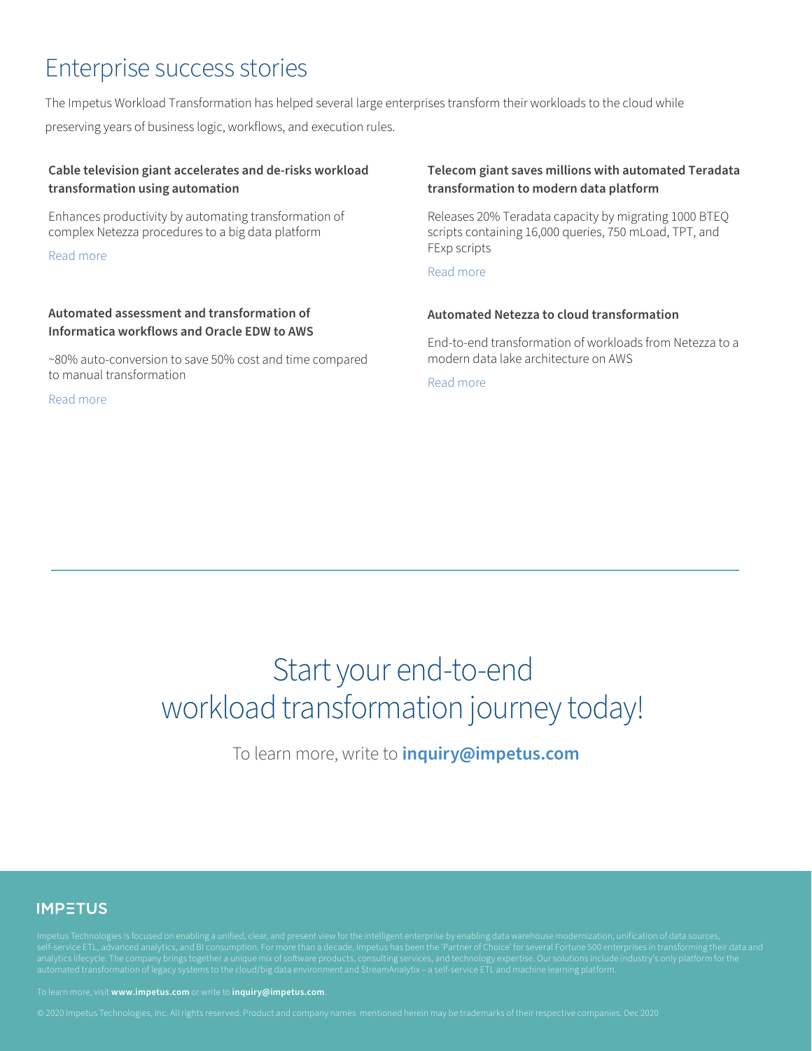# Enterprise success stories

The Impetus Workload Transformation has helped several large enterprises transform their workloads to the cloud while preserving years of business logic, workflows, and execution rules.

### Cable television giant accelerates and de-risks workload transformation using automation

Enhances productivity by automating transformation of complex Netezza procedures to a big data platform

Read more

### Automated assessment and transformation of Informatica workflows and Oracle EDW to AWS

~80% auto-conversion to save 50% cost and time compared to manual transformation

Read more

### Telecom giant saves millions with automated Teradata transformation to modern data platform

Releases 20% Teradata capacity by migrating 1000 BTEQ scripts containing 16,000 queries, 750 mLoad, TPT, and FExp scripts

Read more

### Automated Netezza to cloud transformation

End-to-end transformation of workloads from Netezza to a modern data lake architecture on AWS

Read more

---

## Start your end-to-end workload transformation journey today!

To learn more, write to **inquiry@impetus.com**

**IMPETUS**

Impetus Technologies is focused on enabling a unified, clear, and present view for the intelligent enterprise by enabling data warehouse modernization, unification of data sources, self-service ETL, advanced analytics, and BI consumption. For more than a decade, Impetus has been the 'Partner of Choice' for several Fortune 500 enterprises in transforming their data and analytics lifecycle. The company brings together a unique mix of software products, consulting services, and technology expertise. Our solutions include industry's only platform for the automated transformation of legacy systems to the cloud/big data environment and StreamAnalytix – a self-service ETL and machine learning platform.

To learn more, visit **www.impetus.com** or write to **inquiry@impetus.com**.

© 2020 Impetus Technologies, Inc. All rights reserved. Product and company names mentioned herein may be trademarks of their respective companies. Dec 2020